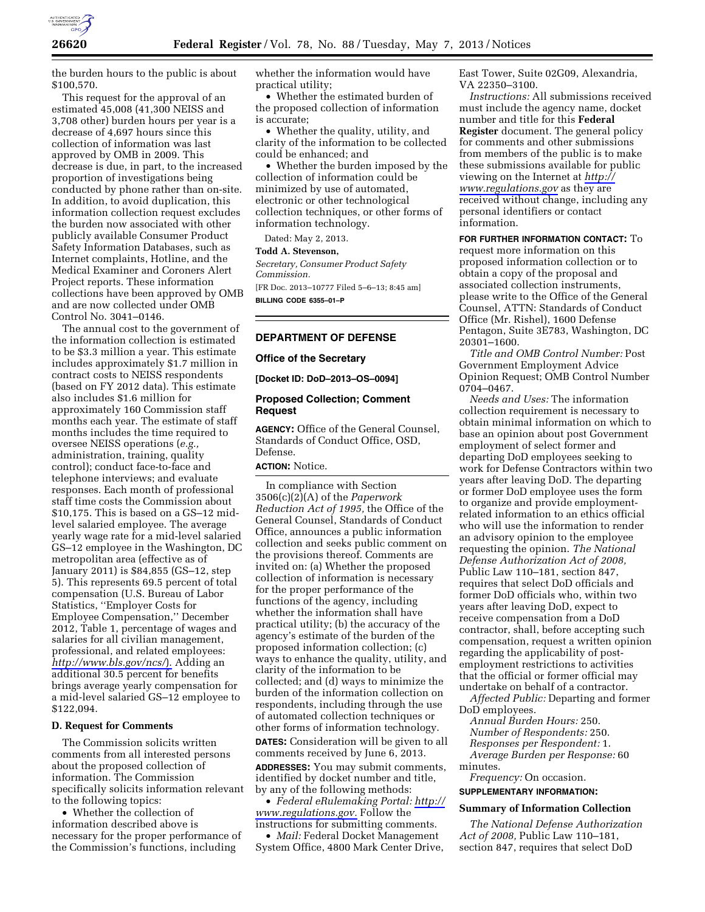the burden hours to the public is about $100,570.

This request for the approval of an estimated 45,008 (41,300 NEISS and 3,708 other) burden hours per year is a decrease of 4,697 hours since this collection of information was last approved by OMB in 2009. This decrease is due, in part, to the increased proportion of investigations being conducted by phone rather than on-site. In addition, to avoid duplication, this information collection request excludes the burden now associated with other publicly available Consumer Product Safety Information Databases, such as Internet complaints, Hotline, and the Medical Examiner and Coroners Alert Project reports. These information collections have been approved by OMB and are now collected under OMB Control No. 3041–0146.

The annual cost to the government of the information collection is estimated to be $3.3 million a year. This estimate includes approximately $1.7 million in contract costs to NEISS respondents (based on FY 2012 data). This estimate also includes $1.6 million for approximately 160 Commission staff months each year. The estimate of staff months includes the time required to oversee NEISS operations (*e.g.,* administration, training, quality control); conduct face-to-face and telephone interviews; and evaluate responses. Each month of professional staff time costs the Commission about $10,175. This is based on a GS–12 mid-level salaried employee. The average yearly wage rate for a mid-level salaried GS–12 employee in the Washington, DC metropolitan area (effective as of January 2011) is $84,855 (GS–12, step 5). This represents 69.5 percent of total compensation (U.S. Bureau of Labor Statistics, ''Employer Costs for Employee Compensation,'' December 2012, Table 1, percentage of wages and salaries for all civilian management, professional, and related employees: *http://www.bls.gov/ncs/*). Adding an additional 30.5 percent for benefits brings average yearly compensation for a mid-level salaried GS–12 employee to $122,094.

### D. Request for Comments

The Commission solicits written comments from all interested persons about the proposed collection of information. The Commission specifically solicits information relevant to the following topics:

- Whether the collection of information described above is necessary for the proper performance of the Commission's functions, including whether the information would have practical utility;
- Whether the estimated burden of the proposed collection of information is accurate;
- Whether the quality, utility, and clarity of the information to be collected could be enhanced; and
- Whether the burden imposed by the collection of information could be minimized by use of automated, electronic or other technological collection techniques, or other forms of information technology.

Dated: May 2, 2013.

**Todd A. Stevenson,**

*Secretary, Consumer Product Safety Commission.*

[FR Doc. 2013–10777 Filed 5–6–13; 8:45 am]

**BILLING CODE 6355–01–P**

---

## DEPARTMENT OF DEFENSE

### Office of the Secretary

**[Docket ID: DoD–2013–OS–0094]**

### Proposed Collection; Comment Request

**AGENCY:** Office of the General Counsel, Standards of Conduct Office, OSD, Defense.

**ACTION:** Notice.

In compliance with Section 3506(c)(2)(A) of the *Paperwork Reduction Act of 1995,* the Office of the General Counsel, Standards of Conduct Office, announces a public information collection and seeks public comment on the provisions thereof. Comments are invited on: (a) Whether the proposed collection of information is necessary for the proper performance of the functions of the agency, including whether the information shall have practical utility; (b) the accuracy of the agency's estimate of the burden of the proposed information collection; (c) ways to enhance the quality, utility, and clarity of the information to be collected; and (d) ways to minimize the burden of the information collection on respondents, including through the use of automated collection techniques or other forms of information technology.

**DATES:** Consideration will be given to all comments received by June 6, 2013.

**ADDRESSES:** You may submit comments, identified by docket number and title, by any of the following methods:

- *Federal eRulemaking Portal: http://www.regulations.gov.* Follow the instructions for submitting comments.
- *Mail:* Federal Docket Management System Office, 4800 Mark Center Drive, East Tower, Suite 02G09, Alexandria, VA 22350–3100.

*Instructions:* All submissions received must include the agency name, docket number and title for this **Federal Register** document. The general policy for comments and other submissions from members of the public is to make these submissions available for public viewing on the Internet at *http://www.regulations.gov* as they are received without change, including any personal identifiers or contact information.

**FOR FURTHER INFORMATION CONTACT:** To request more information on this proposed information collection or to obtain a copy of the proposal and associated collection instruments, please write to the Office of the General Counsel, ATTN: Standards of Conduct Office (Mr. Rishel), 1600 Defense Pentagon, Suite 3E783, Washington, DC 20301–1600.

*Title and OMB Control Number:* Post Government Employment Advice Opinion Request; OMB Control Number 0704–0467.

*Needs and Uses:* The information collection requirement is necessary to obtain minimal information on which to base an opinion about post Government employment of select former and departing DoD employees seeking to work for Defense Contractors within two years after leaving DoD. The departing or former DoD employee uses the form to organize and provide employment-related information to an ethics official who will use the information to render an advisory opinion to the employee requesting the opinion. *The National Defense Authorization Act of 2008,* Public Law 110–181, section 847, requires that select DoD officials and former DoD officials who, within two years after leaving DoD, expect to receive compensation from a DoD contractor, shall, before accepting such compensation, request a written opinion regarding the applicability of post-employment restrictions to activities that the official or former official may undertake on behalf of a contractor.

*Affected Public:* Departing and former DoD employees.

*Annual Burden Hours:* 250.

*Number of Respondents:* 250.

*Responses per Respondent:* 1.

*Average Burden per Response:* 60 minutes.

*Frequency:* On occasion.

**SUPPLEMENTARY INFORMATION:**

### Summary of Information Collection

*The National Defense Authorization Act of 2008,* Public Law 110–181, section 847, requires that select DoD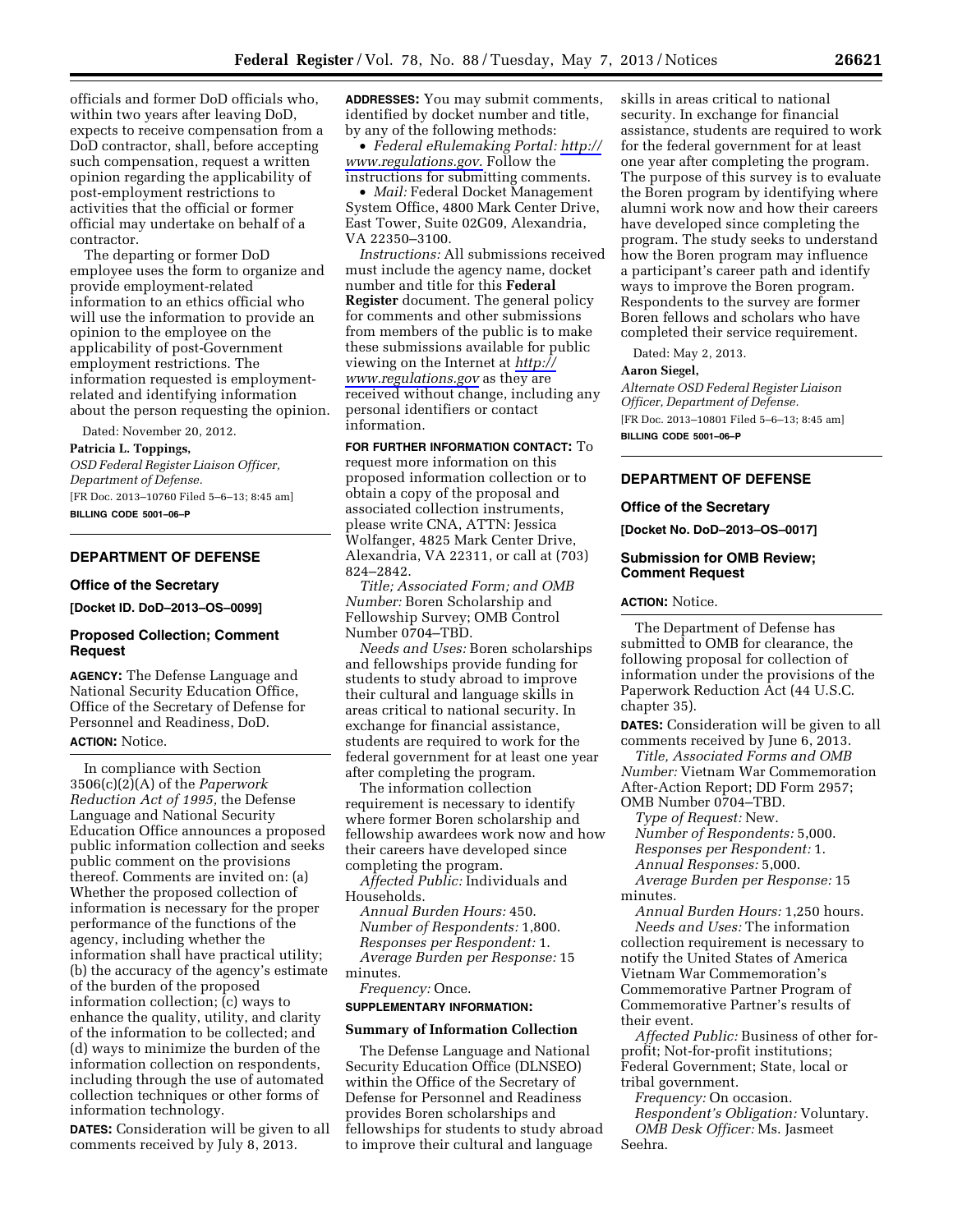officials and former DoD officials who, within two years after leaving DoD, expects to receive compensation from a DoD contractor, shall, before accepting such compensation, request a written opinion regarding the applicability of post-employment restrictions to activities that the official or former official may undertake on behalf of a contractor.

The departing or former DoD employee uses the form to organize and provide employment-related information to an ethics official who will use the information to provide an opinion to the employee on the applicability of post-Government employment restrictions. The information requested is employment-related and identifying information about the person requesting the opinion.

Dated: November 20, 2012.

**Patricia L. Toppings,**

*OSD Federal Register Liaison Officer, Department of Defense.*

[FR Doc. 2013–10760 Filed 5–6–13; 8:45 am]

**BILLING CODE 5001–06–P**

---

## DEPARTMENT OF DEFENSE

### Office of the Secretary

**[Docket ID. DoD–2013–OS–0099]**

### Proposed Collection; Comment Request

**AGENCY:** The Defense Language and National Security Education Office, Office of the Secretary of Defense for Personnel and Readiness, DoD.

**ACTION:** Notice.

In compliance with Section 3506(c)(2)(A) of the *Paperwork Reduction Act of 1995,* the Defense Language and National Security Education Office announces a proposed public information collection and seeks public comment on the provisions thereof. Comments are invited on: (a) Whether the proposed collection of information is necessary for the proper performance of the functions of the agency, including whether the information shall have practical utility; (b) the accuracy of the agency's estimate of the burden of the proposed information collection; (c) ways to enhance the quality, utility, and clarity of the information to be collected; and (d) ways to minimize the burden of the information collection on respondents, including through the use of automated collection techniques or other forms of information technology.

**DATES:** Consideration will be given to all comments received by July 8, 2013.

**ADDRESSES:** You may submit comments, identified by docket number and title, by any of the following methods:

- *Federal eRulemaking Portal: http://www.regulations.gov.* Follow the instructions for submitting comments.
- *Mail:* Federal Docket Management System Office, 4800 Mark Center Drive, East Tower, Suite 02G09, Alexandria, VA 22350–3100.

*Instructions:* All submissions received must include the agency name, docket number and title for this **Federal Register** document. The general policy for comments and other submissions from members of the public is to make these submissions available for public viewing on the Internet at *http://www.regulations.gov* as they are received without change, including any personal identifiers or contact information.

**FOR FURTHER INFORMATION CONTACT:** To request more information on this proposed information collection or to obtain a copy of the proposal and associated collection instruments, please write CNA, ATTN: Jessica Wolfanger, 4825 Mark Center Drive, Alexandria, VA 22311, or call at (703) 824–2842.

*Title; Associated Form; and OMB Number:* Boren Scholarship and Fellowship Survey; OMB Control Number 0704–TBD.

*Needs and Uses:* Boren scholarships and fellowships provide funding for students to study abroad to improve their cultural and language skills in areas critical to national security. In exchange for financial assistance, students are required to work for the federal government for at least one year after completing the program.

The information collection requirement is necessary to identify where former Boren scholarship and fellowship awardees work now and how their careers have developed since completing the program.

*Affected Public:* Individuals and Households.

*Annual Burden Hours:* 450.

*Number of Respondents:* 1,800.

*Responses per Respondent:* 1.

*Average Burden per Response:* 15 minutes.

*Frequency:* Once.

**SUPPLEMENTARY INFORMATION:**

#### Summary of Information Collection

The Defense Language and National Security Education Office (DLNSEO) within the Office of the Secretary of Defense for Personnel and Readiness provides Boren scholarships and fellowships for students to study abroad to improve their cultural and language skills in areas critical to national security. In exchange for financial assistance, students are required to work for the federal government for at least one year after completing the program. The purpose of this survey is to evaluate the Boren program by identifying where alumni work now and how their careers have developed since completing the program. The study seeks to understand how the Boren program may influence a participant's career path and identify ways to improve the Boren program. Respondents to the survey are former Boren fellows and scholars who have completed their service requirement.

Dated: May 2, 2013.

**Aaron Siegel,**

*Alternate OSD Federal Register Liaison Officer, Department of Defense.*

[FR Doc. 2013–10801 Filed 5–6–13; 8:45 am]

**BILLING CODE 5001–06–P**

---

## DEPARTMENT OF DEFENSE

### Office of the Secretary

**[Docket No. DoD–2013–OS–0017]**

### Submission for OMB Review; Comment Request

**ACTION:** Notice.

The Department of Defense has submitted to OMB for clearance, the following proposal for collection of information under the provisions of the Paperwork Reduction Act (44 U.S.C. chapter 35).

**DATES:** Consideration will be given to all comments received by June 6, 2013.

*Title, Associated Forms and OMB Number:* Vietnam War Commemoration After-Action Report; DD Form 2957; OMB Number 0704–TBD.

*Type of Request:* New.

*Number of Respondents:* 5,000.

*Responses per Respondent:* 1.

*Annual Responses:* 5,000.

*Average Burden per Response:* 15 minutes.

*Annual Burden Hours:* 1,250 hours.

*Needs and Uses:* The information collection requirement is necessary to notify the United States of America Vietnam War Commemoration's Commemorative Partner Program of Commemorative Partner's results of their event.

*Affected Public:* Business of other for-profit; Not-for-profit institutions; Federal Government; State, local or tribal government.

*Frequency:* On occasion.

*Respondent's Obligation:* Voluntary.

*OMB Desk Officer:* Ms. Jasmeet Seehra.